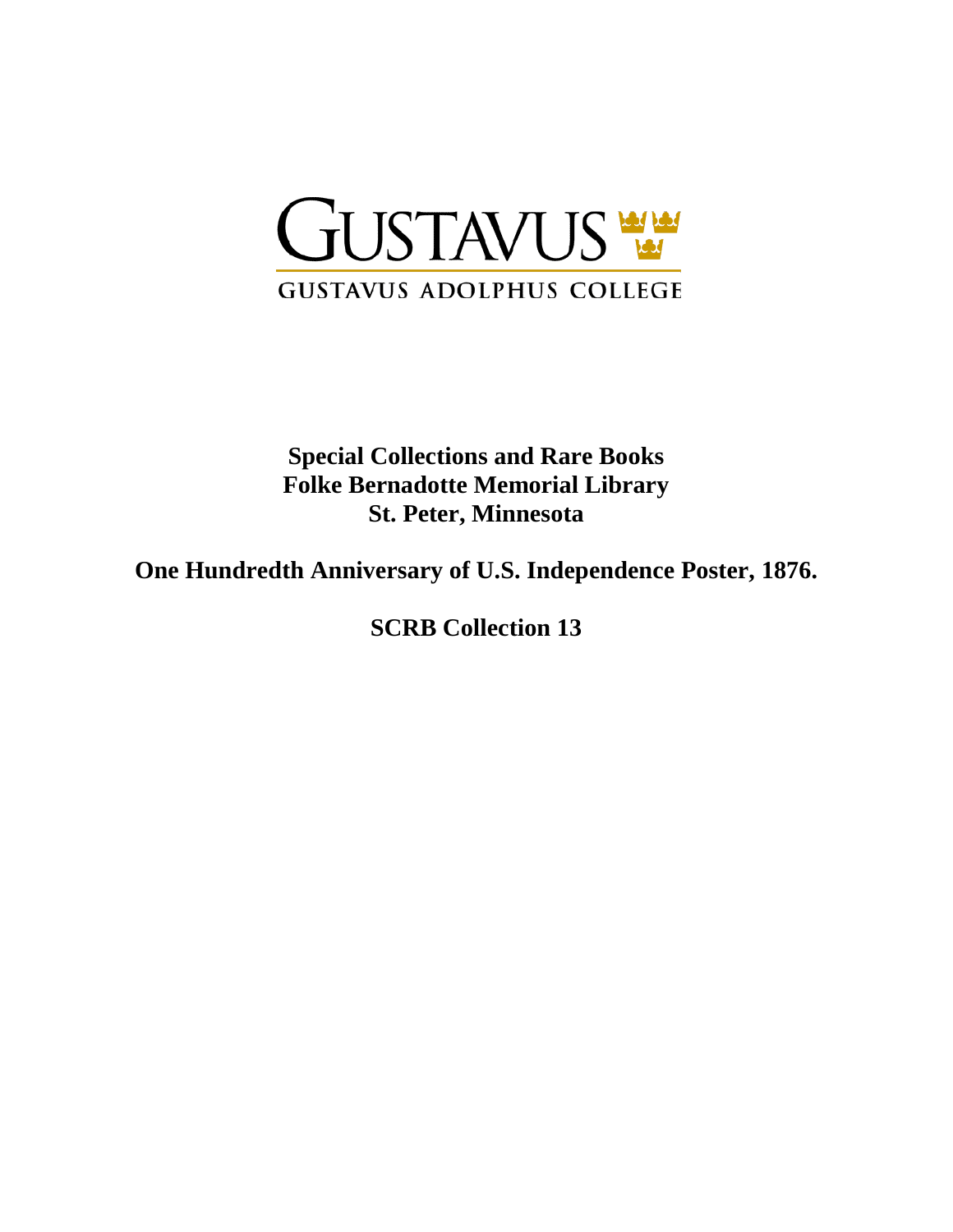GUSTAVUS

GUSTAVUS ADOLPHUS COLLEGE

**Special Collections and Rare Books**
**Folke Bernadotte Memorial Library**
**St. Peter, Minnesota**

# One Hundredth Anniversary of U.S. Independence Poster, 1876.

**SCRB Collection 13**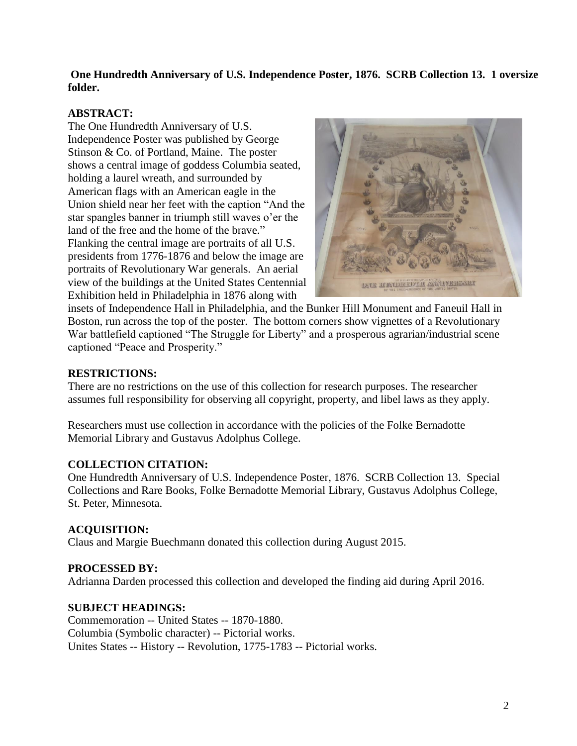**One Hundredth Anniversary of U.S. Independence Poster, 1876. SCRB Collection 13. 1 oversize folder.**

**ABSTRACT:**

The One Hundredth Anniversary of U.S. Independence Poster was published by George Stinson & Co. of Portland, Maine. The poster shows a central image of goddess Columbia seated, holding a laurel wreath, and surrounded by American flags with an American eagle in the Union shield near her feet with the caption "And the star spangles banner in triumph still waves o'er the land of the free and the home of the brave." Flanking the central image are portraits of all U.S. presidents from 1776-1876 and below the image are portraits of Revolutionary War generals. An aerial view of the buildings at the United States Centennial Exhibition held in Philadelphia in 1876 along with insets of Independence Hall in Philadelphia, and the Bunker Hill Monument and Faneuil Hall in Boston, run across the top of the poster. The bottom corners show vignettes of a Revolutionary War battlefield captioned "The Struggle for Liberty" and a prosperous agrarian/industrial scene captioned "Peace and Prosperity."

**RESTRICTIONS:**

There are no restrictions on the use of this collection for research purposes. The researcher assumes full responsibility for observing all copyright, property, and libel laws as they apply.

Researchers must use collection in accordance with the policies of the Folke Bernadotte Memorial Library and Gustavus Adolphus College.

**COLLECTION CITATION:**

One Hundredth Anniversary of U.S. Independence Poster, 1876. SCRB Collection 13. Special Collections and Rare Books, Folke Bernadotte Memorial Library, Gustavus Adolphus College, St. Peter, Minnesota.

**ACQUISITION:**

Claus and Margie Buechmann donated this collection during August 2015.

**PROCESSED BY:**

Adrianna Darden processed this collection and developed the finding aid during April 2016.

**SUBJECT HEADINGS:**

Commemoration -- United States -- 1870-1880.
Columbia (Symbolic character) -- Pictorial works.
Unites States -- History -- Revolution, 1775-1783 -- Pictorial works.